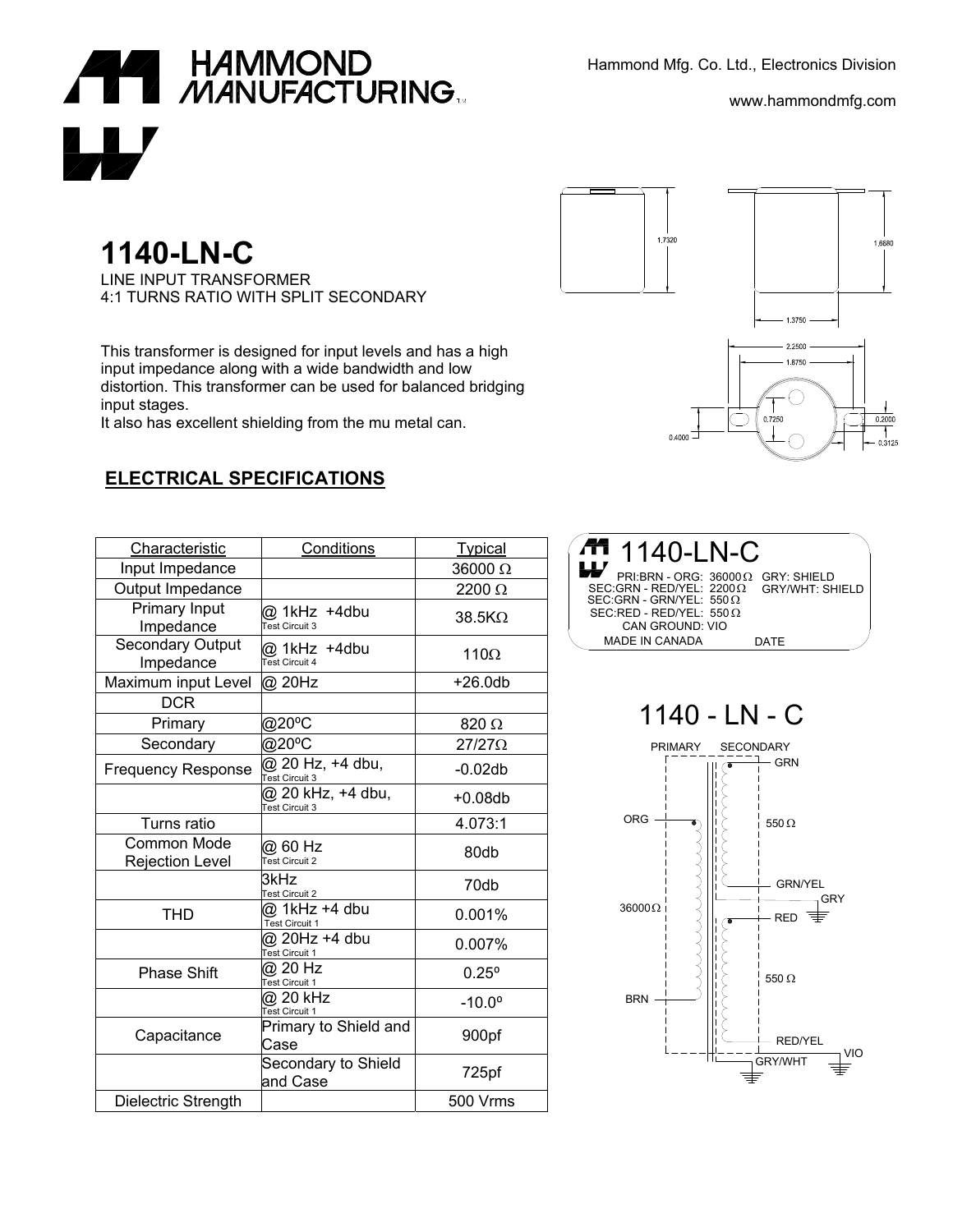Hammond Mfg. Co. Ltd., Electronics Division

www.hammondmfg.com

# 1140-LN-C

LINE INPUT TRANSFORMER
4:1 TURNS RATIO WITH SPLIT SECONDARY

This transformer is designed for input levels and has a high input impedance along with a wide bandwidth and low distortion. This transformer can be used for balanced bridging input stages.
It also has excellent shielding from the mu metal can.

## ELECTRICAL SPECIFICATIONS

| Characteristic | Conditions | Typical |
|---|---|---|
| Input Impedance | | 36000 Ω |
| Output Impedance | | 2200 Ω |
| Primary Input Impedance | @ 1kHz +4dbu Test Circuit 3 | 38.5KΩ |
| Secondary Output Impedance | @ 1kHz +4dbu Test Circuit 4 | 110Ω |
| Maximum input Level | @ 20Hz | +26.0db |
| DCR | | |
| Primary | @20ºC | 820 Ω |
| Secondary | @20ºC | 27/27Ω |
| Frequency Response | @ 20 Hz, +4 dbu, Test Circuit 3 | -0.02db |
| | @ 20 kHz, +4 dbu, Test Circuit 3 | +0.08db |
| Turns ratio | | 4.073:1 |
| Common Mode Rejection Level | @ 60 Hz Test Circuit 2 | 80db |
| | 3kHz Test Circuit 2 | 70db |
| THD | @ 1kHz +4 dbu Test Circuit 1 | 0.001% |
| | @ 20Hz +4 dbu Test Circuit 1 | 0.007% |
| Phase Shift | @ 20 Hz Test Circuit 1 | 0.25º |
| | @ 20 kHz Test Circuit 1 | -10.0º |
| Capacitance | Primary to Shield and Case | 900pf |
| | Secondary to Shield and Case | 725pf |
| Dielectric Strength | | 500 Vrms |

1140-LN-C
PRI:BRN - ORG: 36000Ω GRY: SHIELD
SEC:GRN - RED/YEL: 2200Ω GRY/WHT: SHIELD
SEC:GRN - GRN/YEL: 550Ω
SEC:RED - RED/YEL: 550Ω
CAN GROUND: VIO
MADE IN CANADA DATE

1140 - LN - C

PRIMARY SECONDARY
ORG, 36000Ω, BRN — GRN, 550 Ω, GRN/YEL, GRY, RED, 550 Ω, RED/YEL, GRY/WHT, VIO

Dimensions: 1.7320, 1.6680, 1.3750, 2.2500, 1.8750, 0.7250, 0.4000, 0.2000, 0.3125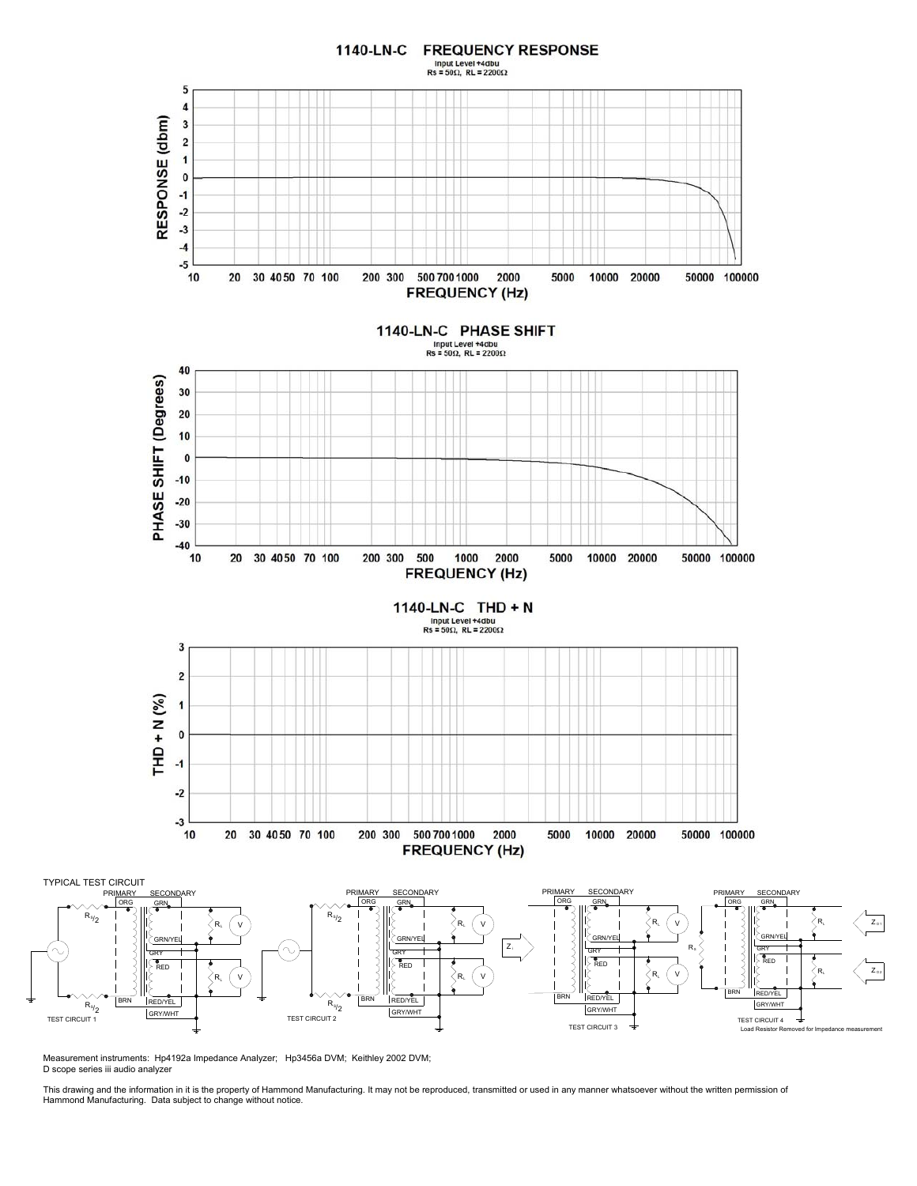## 1140-LN-C FREQUENCY RESPONSE

Input Level +4dbu
Rs = 50Ω, RL = 2200Ω

RESPONSE (dbm)

5
4
3
2
1
0
-1
-2
-3
-4
-5

10 20 30 40 50 70 100 200 300 500 700 1000 2000 5000 10000 20000 50000 100000

FREQUENCY (Hz)

## 1140-LN-C PHASE SHIFT

Input Level +4dbu
Rs = 50Ω, RL = 2200Ω

PHASE SHIFT (Degrees)

40
30
20
10
0
-10
-20
-30
-40

10 20 30 40 50 70 100 200 300 500 1000 2000 5000 10000 20000 50000 100000

FREQUENCY (Hz)

## 1140-LN-C THD + N

Input Level +4dbu
Rs = 50Ω, RL = 2200Ω

THD + N (%)

3
2
1
0
-1
-2
-3

10 20 30 40 50 70 100 200 300 500 700 1000 2000 5000 10000 20000 50000 100000

FREQUENCY (Hz)

TYPICAL TEST CIRCUIT

PRIMARY SECONDARY
ORG GRN GRN/YEL GRY RED BRN RED/YEL GRY/WHT
$R_S/2$ $R_L$ V $Z_I$ $R_S$ $Z_{O1}$ $Z_{O2}$

TEST CIRCUIT 1

TEST CIRCUIT 2

TEST CIRCUIT 3

TEST CIRCUIT 4
Load Resistor Removed for Impedance measurement

Measurement instruments: Hp4192a Impedance Analyzer; Hp3456a DVM; Keithley 2002 DVM;
D scope series iii audio analyzer

This drawing and the information in it is the property of Hammond Manufacturing. It may not be reproduced, transmitted or used in any manner whatsoever without the written permission of Hammond Manufacturing. Data subject to change without notice.